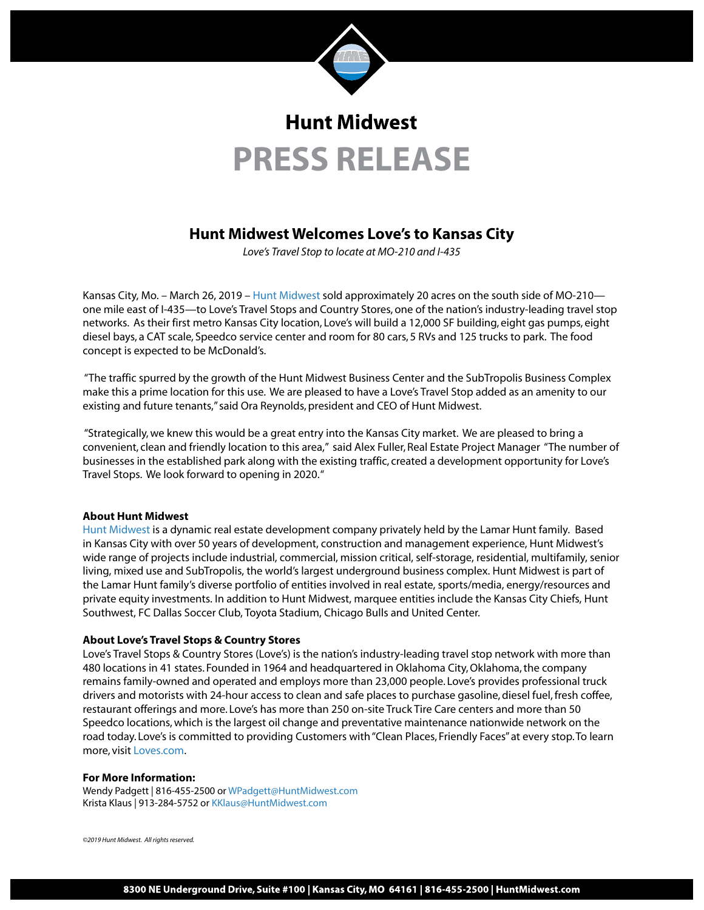# Hunt Midwest

# PRESS RELEASE

## Hunt Midwest Welcomes Love's to Kansas City

*Love's Travel Stop to locate at MO-210 and I-435*

Kansas City, Mo. – March 26, 2019 – Hunt Midwest sold approximately 20 acres on the south side of MO-210—one mile east of I-435—to Love's Travel Stops and Country Stores, one of the nation's industry-leading travel stop networks. As their first metro Kansas City location, Love's will build a 12,000 SF building, eight gas pumps, eight diesel bays, a CAT scale, Speedco service center and room for 80 cars, 5 RVs and 125 trucks to park. The food concept is expected to be McDonald's.

"The traffic spurred by the growth of the Hunt Midwest Business Center and the SubTropolis Business Complex make this a prime location for this use. We are pleased to have a Love's Travel Stop added as an amenity to our existing and future tenants," said Ora Reynolds, president and CEO of Hunt Midwest.

"Strategically, we knew this would be a great entry into the Kansas City market. We are pleased to bring a convenient, clean and friendly location to this area," said Alex Fuller, Real Estate Project Manager "The number of businesses in the established park along with the existing traffic, created a development opportunity for Love's Travel Stops. We look forward to opening in 2020."

**About Hunt Midwest**

Hunt Midwest is a dynamic real estate development company privately held by the Lamar Hunt family. Based in Kansas City with over 50 years of development, construction and management experience, Hunt Midwest's wide range of projects include industrial, commercial, mission critical, self-storage, residential, multifamily, senior living, mixed use and SubTropolis, the world's largest underground business complex. Hunt Midwest is part of the Lamar Hunt family's diverse portfolio of entities involved in real estate, sports/media, energy/resources and private equity investments. In addition to Hunt Midwest, marquee entities include the Kansas City Chiefs, Hunt Southwest, FC Dallas Soccer Club, Toyota Stadium, Chicago Bulls and United Center.

**About Love's Travel Stops & Country Stores**

Love's Travel Stops & Country Stores (Love's) is the nation's industry-leading travel stop network with more than 480 locations in 41 states. Founded in 1964 and headquartered in Oklahoma City, Oklahoma, the company remains family-owned and operated and employs more than 23,000 people. Love's provides professional truck drivers and motorists with 24-hour access to clean and safe places to purchase gasoline, diesel fuel, fresh coffee, restaurant offerings and more. Love's has more than 250 on-site Truck Tire Care centers and more than 50 Speedco locations, which is the largest oil change and preventative maintenance nationwide network on the road today. Love's is committed to providing Customers with "Clean Places, Friendly Faces" at every stop. To learn more, visit Loves.com.

**For More Information:**

Wendy Padgett | 816-455-2500 or WPadgett@HuntMidwest.com
Krista Klaus | 913-284-5752 or KKlaus@HuntMidwest.com

*©2019 Hunt Midwest. All rights reserved.*

**8300 NE Underground Drive, Suite #100 | Kansas City, MO 64161 | 816-455-2500 | HuntMidwest.com**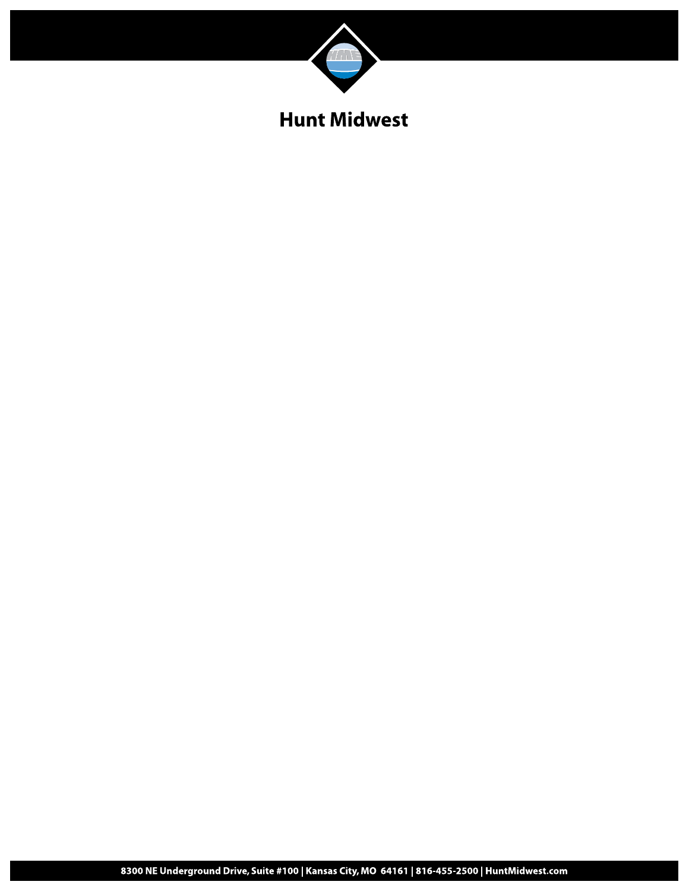# Hunt Midwest

8300 NE Underground Drive, Suite #100 | Kansas City, MO 64161 | 816-455-2500 | HuntMidwest.com